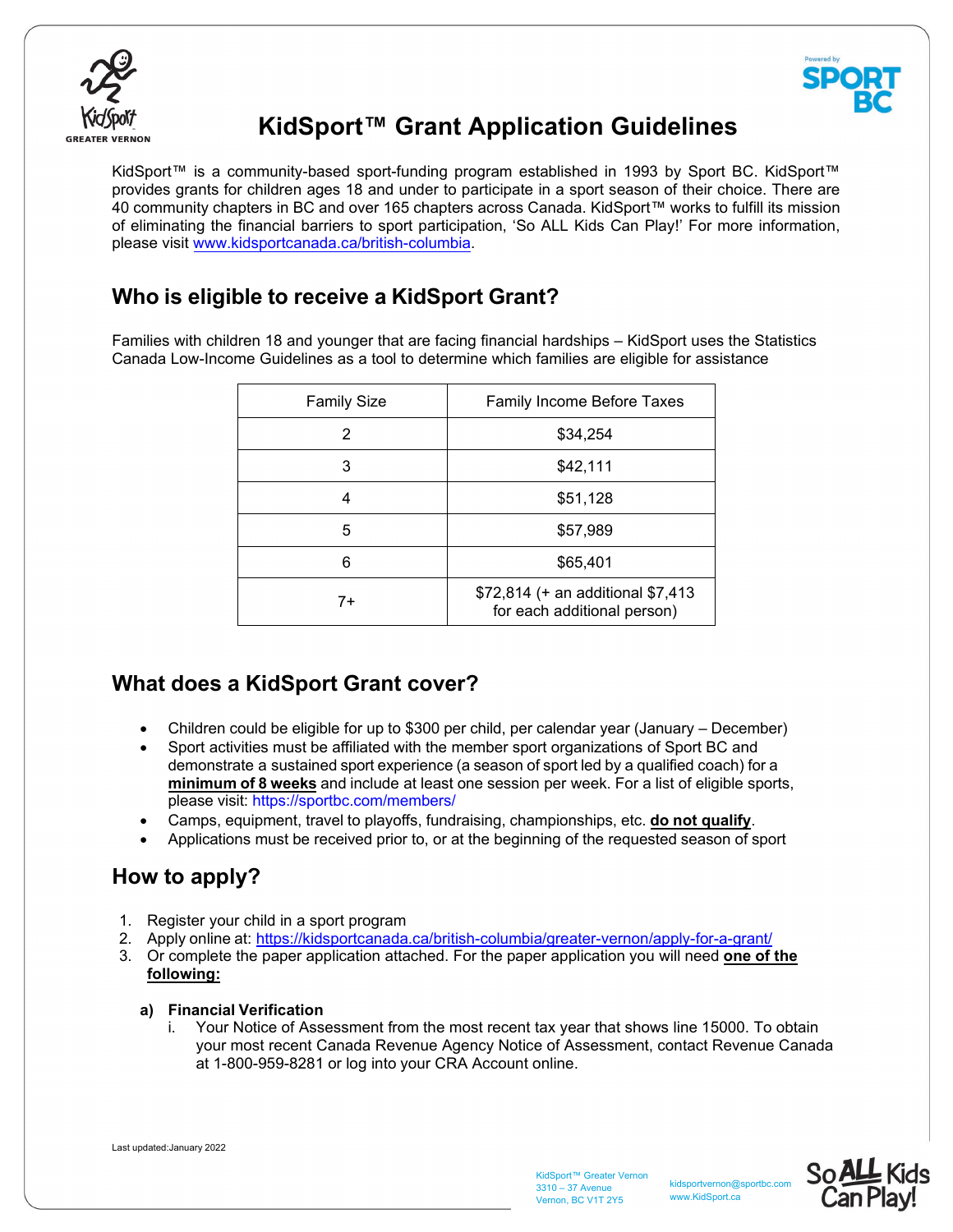# KidSport™ Grant Application Guidelines

KidSport™ is a community-based sport-funding program established in 1993 by Sport BC. KidSport™ provides grants for children ages 18 and under to participate in a sport season of their choice. There are 40 community chapters in BC and over 165 chapters across Canada. KidSport™ works to fulfill its mission of eliminating the financial barriers to sport participation, 'So ALL Kids Can Play!' For more information, please visit www.kidsportcanada.ca/british-columbia.

## Who is eligible to receive a KidSport Grant?

Families with children 18 and younger that are facing financial hardships – KidSport uses the Statistics Canada Low-Income Guidelines as a tool to determine which families are eligible for assistance

| Family Size | Family Income Before Taxes |
| --- | --- |
| 2 | $34,254 |
| 3 | $42,111 |
| 4 | $51,128 |
| 5 | $57,989 |
| 6 | $65,401 |
| 7+ | $72,814 (+ an additional $7,413 for each additional person) |

## What does a KidSport Grant cover?

- Children could be eligible for up to $300 per child, per calendar year (January – December)
- Sport activities must be affiliated with the member sport organizations of Sport BC and demonstrate a sustained sport experience (a season of sport led by a qualified coach) for a **minimum of 8 weeks** and include at least one session per week. For a list of eligible sports, please visit: https://sportbc.com/members/
- Camps, equipment, travel to playoffs, fundraising, championships, etc. **do not qualify**.
- Applications must be received prior to, or at the beginning of the requested season of sport

## How to apply?

1. Register your child in a sport program
2. Apply online at: https://kidsportcanada.ca/british-columbia/greater-vernon/apply-for-a-grant/
3. Or complete the paper application attached. For the paper application you will need **one of the following:**

   **a) Financial Verification**

      i. Your Notice of Assessment from the most recent tax year that shows line 15000. To obtain your most recent Canada Revenue Agency Notice of Assessment, contact Revenue Canada at 1-800-959-8281 or log into your CRA Account online.

Last updated:January 2022

KidSport™ Greater Vernon
3310 – 37 Avenue
Vernon, BC V1T 2Y5

kidsportvernon@sportbc.com
www.KidSport.ca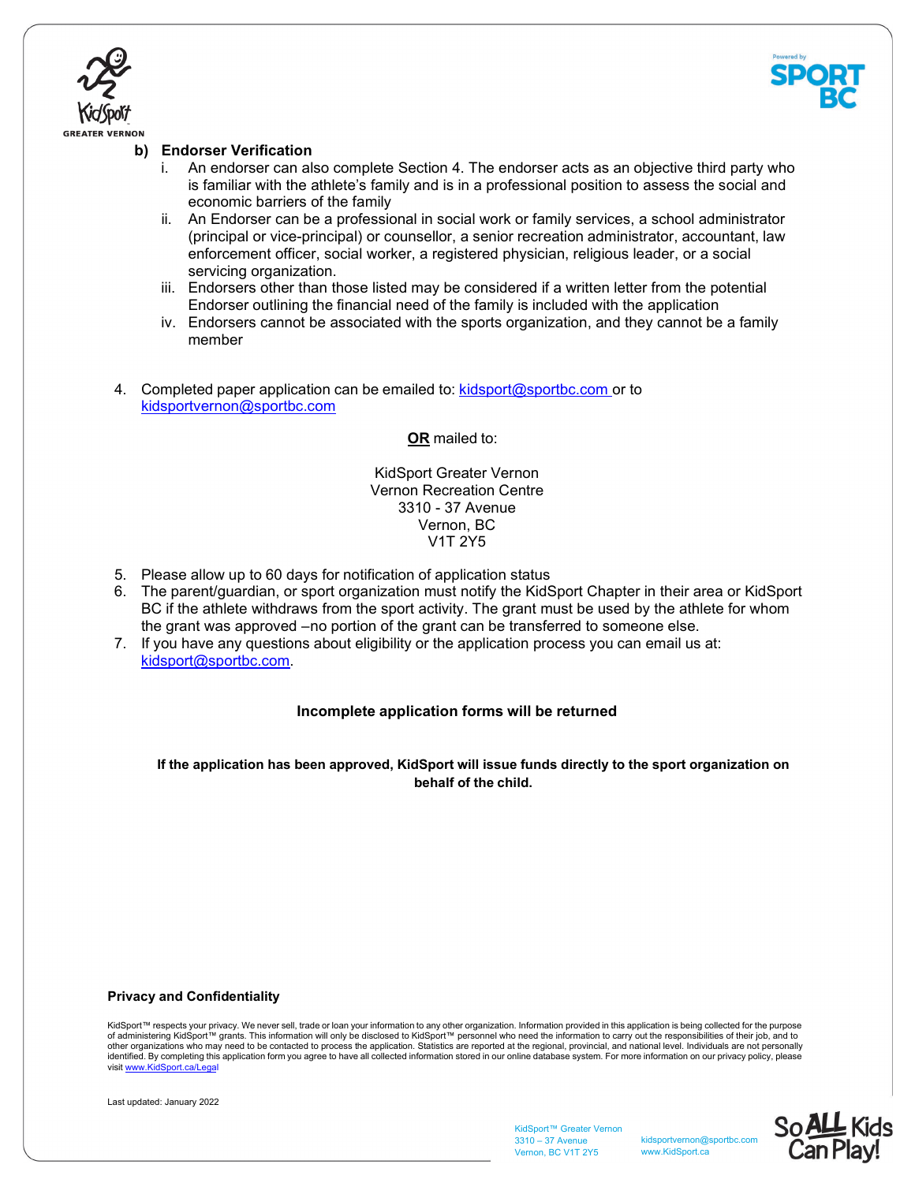**b) Endorser Verification**

i. An endorser can also complete Section 4. The endorser acts as an objective third party who is familiar with the athlete's family and is in a professional position to assess the social and economic barriers of the family

ii. An Endorser can be a professional in social work or family services, a school administrator (principal or vice-principal) or counsellor, a senior recreation administrator, accountant, law enforcement officer, social worker, a registered physician, religious leader, or a social servicing organization.

iii. Endorsers other than those listed may be considered if a written letter from the potential Endorser outlining the financial need of the family is included with the application

iv. Endorsers cannot be associated with the sports organization, and they cannot be a family member

4. Completed paper application can be emailed to: kidsport@sportbc.com or to kidsportvernon@sportbc.com

**OR** mailed to:

KidSport Greater Vernon
Vernon Recreation Centre
3310 - 37 Avenue
Vernon, BC
V1T 2Y5

5. Please allow up to 60 days for notification of application status
6. The parent/guardian, or sport organization must notify the KidSport Chapter in their area or KidSport BC if the athlete withdraws from the sport activity. The grant must be used by the athlete for whom the grant was approved –no portion of the grant can be transferred to someone else.
7. If you have any questions about eligibility or the application process you can email us at: kidsport@sportbc.com.

**Incomplete application forms will be returned**

**If the application has been approved, KidSport will issue funds directly to the sport organization on behalf of the child.**

**Privacy and Confidentiality**

KidSport™ respects your privacy. We never sell, trade or loan your information to any other organization. Information provided in this application is being collected for the purpose of administering KidSport™ grants. This information will only be disclosed to KidSport™ personnel who need the information to carry out the responsibilities of their job, and to other organizations who may need to be contacted to process the application. Statistics are reported at the regional, provincial, and national level. Individuals are not personally identified. By completing this application form you agree to have all collected information stored in our online database system. For more information on our privacy policy, please visit www.KidSport.ca/Legal

Last updated: January 2022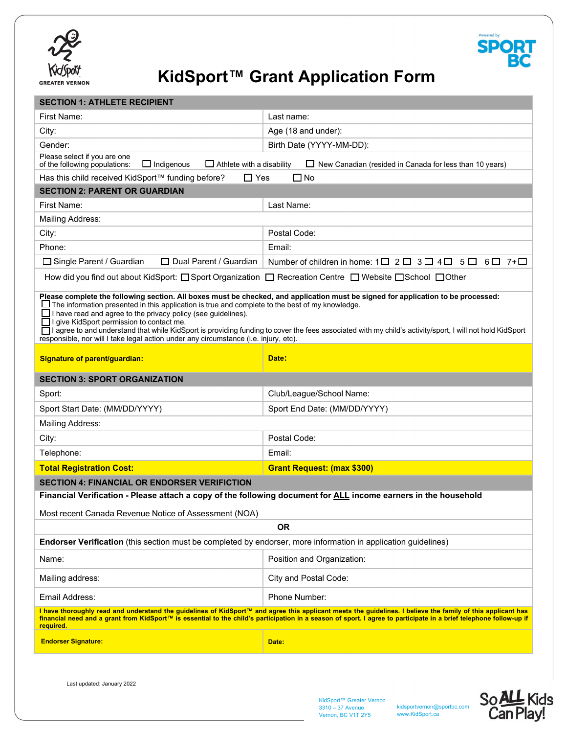KidSport GREATER VERNON

Powered by SPORT BC

# KidSport™ Grant Application Form

| SECTION 1: ATHLETE RECIPIENT | |
|---|---|
| First Name: | Last name: |
| City: | Age (18 and under): |
| Gender: | Birth Date (YYYY-MM-DD): |
| Please select if you are one of the following populations: ☐ Indigenous ☐ Athlete with a disability ☐ New Canadian (resided in Canada for less than 10 years) | |
| Has this child received KidSport™ funding before? ☐ Yes ☐ No | |

| SECTION 2: PARENT OR GUARDIAN | |
|---|---|
| First Name: | Last Name: |
| Mailing Address: | |
| City: | Postal Code: |
| Phone: | Email: |
| ☐ Single Parent / Guardian ☐ Dual Parent / Guardian | Number of children in home: 1☐ 2☐ 3☐ 4☐ 5☐ 6☐ 7+☐ |
| How did you find out about KidSport: ☐ Sport Organization ☐ Recreation Centre ☐ Website ☐ School ☐ Other | |

**Please complete the following section. All boxes must be checked, and application must be signed for application to be processed:**

☐ The information presented in this application is true and complete to the best of my knowledge.
☐ I have read and agree to the privacy policy (see guidelines).
☐ I give KidSport permission to contact me.
☐ I agree to and understand that while KidSport is providing funding to cover the fees associated with my child's activity/sport, I will not hold KidSport responsible, nor will I take legal action under any circumstance (i.e. injury, etc).

| | |
|---|---|
| **Signature of parent/guardian:** | **Date:** |

| SECTION 3: SPORT ORGANIZATION | |
|---|---|
| Sport: | Club/League/School Name: |
| Sport Start Date: (MM/DD/YYYY) | Sport End Date: (MM/DD/YYYY) |
| Mailing Address: | |
| City: | Postal Code: |
| Telephone: | Email: |
| **Total Registration Cost:** | **Grant Request: (max $300)** |

**SECTION 4: FINANCIAL OR ENDORSER VERIFICATION**

**Financial Verification - Please attach a copy of the following document for ALL income earners in the household**

Most recent Canada Revenue Notice of Assessment (NOA)

**OR**

**Endorser Verification** (this section must be completed by endorser, more information in application guidelines)

| | |
|---|---|
| Name: | Position and Organization: |
| Mailing address: | City and Postal Code: |
| Email Address: | Phone Number: |

**I have thoroughly read and understand the guidelines of KidSport™ and agree this applicant meets the guidelines. I believe the family of this applicant has financial need and a grant from KidSport™ is essential to the child's participation in a season of sport. I agree to participate in a brief telephone follow-up if required.**

| | |
|---|---|
| **Endorser Signature:** | **Date:** |

Last updated: January 2022

KidSport™ Greater Vernon
3310 – 37 Avenue
Vernon, BC V1T 2Y5

kidsportvernon@sportbc.com
www.KidSport.ca

So ALL Kids Can Play!